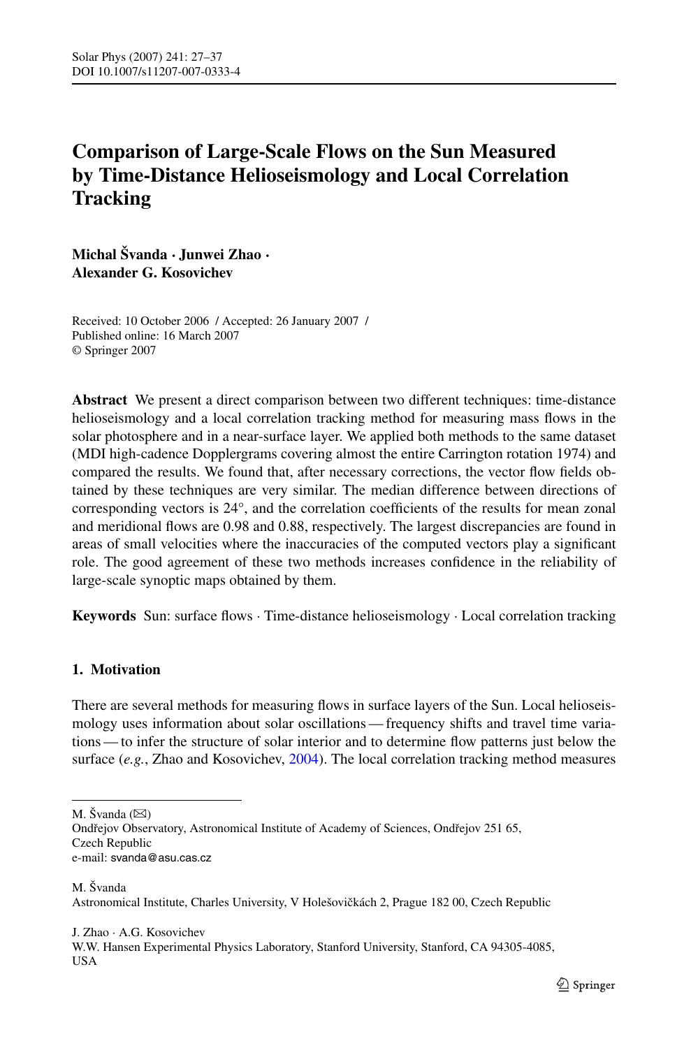# Comparison of Large-Scale Flows on the Sun Measured by Time-Distance Helioseismology and Local Correlation Tracking

**Michal Švanda · Junwei Zhao · Alexander G. Kosovichev**

Received: 10 October 2006 / Accepted: 26 January 2007 /
Published online: 16 March 2007
© Springer 2007

**Abstract** We present a direct comparison between two different techniques: time-distance helioseismology and a local correlation tracking method for measuring mass flows in the solar photosphere and in a near-surface layer. We applied both methods to the same dataset (MDI high-cadence Dopplergrams covering almost the entire Carrington rotation 1974) and compared the results. We found that, after necessary corrections, the vector flow fields obtained by these techniques are very similar. The median difference between directions of corresponding vectors is 24°, and the correlation coefficients of the results for mean zonal and meridional flows are 0.98 and 0.88, respectively. The largest discrepancies are found in areas of small velocities where the inaccuracies of the computed vectors play a significant role. The good agreement of these two methods increases confidence in the reliability of large-scale synoptic maps obtained by them.

**Keywords** Sun: surface flows · Time-distance helioseismology · Local correlation tracking

## 1. Motivation

There are several methods for measuring flows in surface layers of the Sun. Local helioseismology uses information about solar oscillations — frequency shifts and travel time variations — to infer the structure of solar interior and to determine flow patterns just below the surface (*e.g.*, Zhao and Kosovichev, 2004). The local correlation tracking method measures

---

M. Švanda (✉)
Ondřejov Observatory, Astronomical Institute of Academy of Sciences, Ondřejov 251 65, Czech Republic
e-mail: svanda@asu.cas.cz

M. Švanda
Astronomical Institute, Charles University, V Holešovičkách 2, Prague 182 00, Czech Republic

J. Zhao · A.G. Kosovichev
W.W. Hansen Experimental Physics Laboratory, Stanford University, Stanford, CA 94305-4085, USA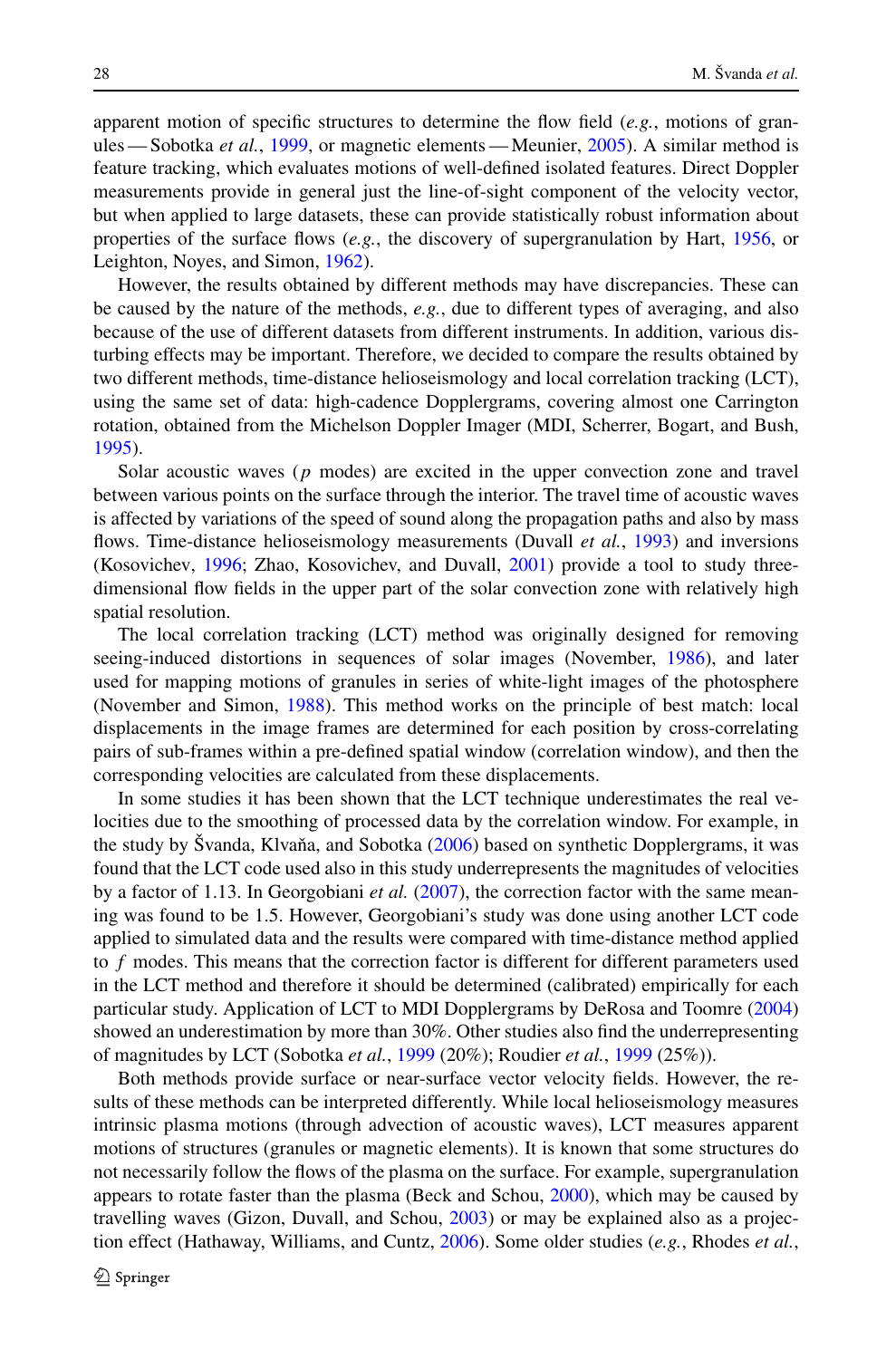apparent motion of specific structures to determine the flow field (*e.g.*, motions of granules — Sobotka *et al.*, 1999, or magnetic elements — Meunier, 2005). A similar method is feature tracking, which evaluates motions of well-defined isolated features. Direct Doppler measurements provide in general just the line-of-sight component of the velocity vector, but when applied to large datasets, these can provide statistically robust information about properties of the surface flows (*e.g.*, the discovery of supergranulation by Hart, 1956, or Leighton, Noyes, and Simon, 1962).

However, the results obtained by different methods may have discrepancies. These can be caused by the nature of the methods, *e.g.*, due to different types of averaging, and also because of the use of different datasets from different instruments. In addition, various disturbing effects may be important. Therefore, we decided to compare the results obtained by two different methods, time-distance helioseismology and local correlation tracking (LCT), using the same set of data: high-cadence Dopplergrams, covering almost one Carrington rotation, obtained from the Michelson Doppler Imager (MDI, Scherrer, Bogart, and Bush, 1995).

Solar acoustic waves ($p$ modes) are excited in the upper convection zone and travel between various points on the surface through the interior. The travel time of acoustic waves is affected by variations of the speed of sound along the propagation paths and also by mass flows. Time-distance helioseismology measurements (Duvall *et al.*, 1993) and inversions (Kosovichev, 1996; Zhao, Kosovichev, and Duvall, 2001) provide a tool to study three-dimensional flow fields in the upper part of the solar convection zone with relatively high spatial resolution.

The local correlation tracking (LCT) method was originally designed for removing seeing-induced distortions in sequences of solar images (November, 1986), and later used for mapping motions of granules in series of white-light images of the photosphere (November and Simon, 1988). This method works on the principle of best match: local displacements in the image frames are determined for each position by cross-correlating pairs of sub-frames within a pre-defined spatial window (correlation window), and then the corresponding velocities are calculated from these displacements.

In some studies it has been shown that the LCT technique underestimates the real velocities due to the smoothing of processed data by the correlation window. For example, in the study by Švanda, Klvaňa, and Sobotka (2006) based on synthetic Dopplergrams, it was found that the LCT code used also in this study underrepresents the magnitudes of velocities by a factor of 1.13. In Georgobiani *et al.* (2007), the correction factor with the same meaning was found to be 1.5. However, Georgobiani's study was done using another LCT code applied to simulated data and the results were compared with time-distance method applied to $f$ modes. This means that the correction factor is different for different parameters used in the LCT method and therefore it should be determined (calibrated) empirically for each particular study. Application of LCT to MDI Dopplergrams by DeRosa and Toomre (2004) showed an underestimation by more than 30%. Other studies also find the underrepresenting of magnitudes by LCT (Sobotka *et al.*, 1999 (20%); Roudier *et al.*, 1999 (25%)).

Both methods provide surface or near-surface vector velocity fields. However, the results of these methods can be interpreted differently. While local helioseismology measures intrinsic plasma motions (through advection of acoustic waves), LCT measures apparent motions of structures (granules or magnetic elements). It is known that some structures do not necessarily follow the flows of the plasma on the surface. For example, supergranulation appears to rotate faster than the plasma (Beck and Schou, 2000), which may be caused by travelling waves (Gizon, Duvall, and Schou, 2003) or may be explained also as a projection effect (Hathaway, Williams, and Cuntz, 2006). Some older studies (*e.g.*, Rhodes *et al.*,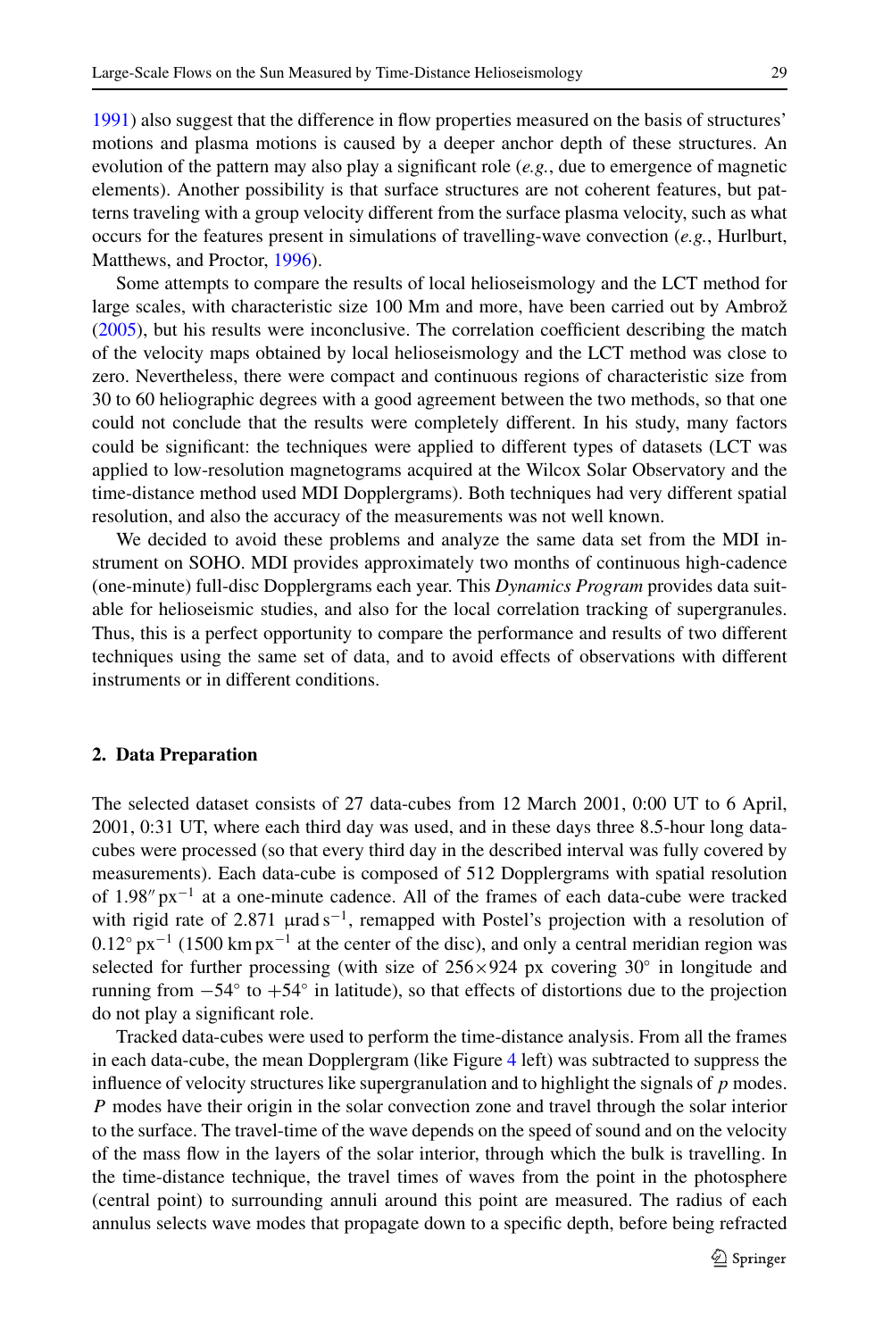1991) also suggest that the difference in flow properties measured on the basis of structures' motions and plasma motions is caused by a deeper anchor depth of these structures. An evolution of the pattern may also play a significant role (*e.g.*, due to emergence of magnetic elements). Another possibility is that surface structures are not coherent features, but patterns traveling with a group velocity different from the surface plasma velocity, such as what occurs for the features present in simulations of travelling-wave convection (*e.g.*, Hurlburt, Matthews, and Proctor, 1996).

Some attempts to compare the results of local helioseismology and the LCT method for large scales, with characteristic size 100 Mm and more, have been carried out by Ambrož (2005), but his results were inconclusive. The correlation coefficient describing the match of the velocity maps obtained by local helioseismology and the LCT method was close to zero. Nevertheless, there were compact and continuous regions of characteristic size from 30 to 60 heliographic degrees with a good agreement between the two methods, so that one could not conclude that the results were completely different. In his study, many factors could be significant: the techniques were applied to different types of datasets (LCT was applied to low-resolution magnetograms acquired at the Wilcox Solar Observatory and the time-distance method used MDI Dopplergrams). Both techniques had very different spatial resolution, and also the accuracy of the measurements was not well known.

We decided to avoid these problems and analyze the same data set from the MDI instrument on SOHO. MDI provides approximately two months of continuous high-cadence (one-minute) full-disc Dopplergrams each year. This *Dynamics Program* provides data suitable for helioseismic studies, and also for the local correlation tracking of supergranules. Thus, this is a perfect opportunity to compare the performance and results of two different techniques using the same set of data, and to avoid effects of observations with different instruments or in different conditions.

## 2. Data Preparation

The selected dataset consists of 27 data-cubes from 12 March 2001, 0:00 UT to 6 April, 2001, 0:31 UT, where each third day was used, and in these days three 8.5-hour long data-cubes were processed (so that every third day in the described interval was fully covered by measurements). Each data-cube is composed of 512 Dopplergrams with spatial resolution of $1.98''\,\mathrm{px}^{-1}$ at a one-minute cadence. All of the frames of each data-cube were tracked with rigid rate of $2.871\ \mu\mathrm{rad\,s}^{-1}$, remapped with Postel's projection with a resolution of $0.12^\circ\,\mathrm{px}^{-1}$ ($1500\ \mathrm{km\,px}^{-1}$ at the center of the disc), and only a central meridian region was selected for further processing (with size of $256\times924$ px covering $30^\circ$ in longitude and running from $-54^\circ$ to $+54^\circ$ in latitude), so that effects of distortions due to the projection do not play a significant role.

Tracked data-cubes were used to perform the time-distance analysis. From all the frames in each data-cube, the mean Dopplergram (like Figure 4 left) was subtracted to suppress the influence of velocity structures like supergranulation and to highlight the signals of $p$ modes. $P$ modes have their origin in the solar convection zone and travel through the solar interior to the surface. The travel-time of the wave depends on the speed of sound and on the velocity of the mass flow in the layers of the solar interior, through which the bulk is travelling. In the time-distance technique, the travel times of waves from the point in the photosphere (central point) to surrounding annuli around this point are measured. The radius of each annulus selects wave modes that propagate down to a specific depth, before being refracted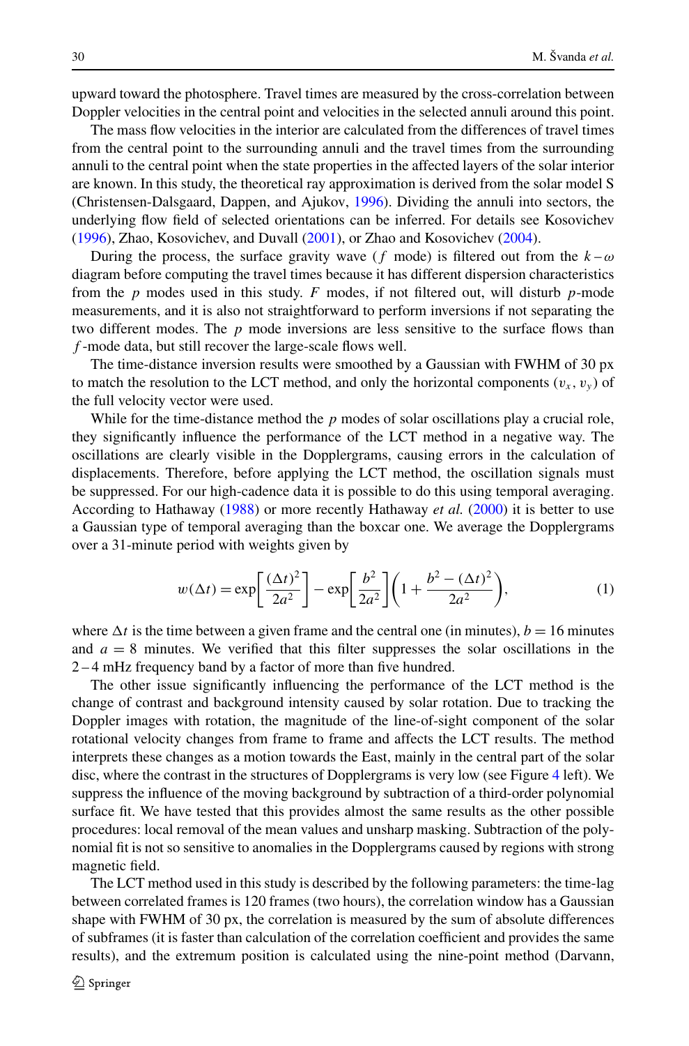upward toward the photosphere. Travel times are measured by the cross-correlation between Doppler velocities in the central point and velocities in the selected annuli around this point.

The mass flow velocities in the interior are calculated from the differences of travel times from the central point to the surrounding annuli and the travel times from the surrounding annuli to the central point when the state properties in the affected layers of the solar interior are known. In this study, the theoretical ray approximation is derived from the solar model S (Christensen-Dalsgaard, Dappen, and Ajukov, 1996). Dividing the annuli into sectors, the underlying flow field of selected orientations can be inferred. For details see Kosovichev (1996), Zhao, Kosovichev, and Duvall (2001), or Zhao and Kosovichev (2004).

During the process, the surface gravity wave ($f$ mode) is filtered out from the $k-\omega$ diagram before computing the travel times because it has different dispersion characteristics from the $p$ modes used in this study. $F$ modes, if not filtered out, will disturb $p$-mode measurements, and it is also not straightforward to perform inversions if not separating the two different modes. The $p$ mode inversions are less sensitive to the surface flows than $f$-mode data, but still recover the large-scale flows well.

The time-distance inversion results were smoothed by a Gaussian with FWHM of 30 px to match the resolution to the LCT method, and only the horizontal components ($v_x$, $v_y$) of the full velocity vector were used.

While for the time-distance method the $p$ modes of solar oscillations play a crucial role, they significantly influence the performance of the LCT method in a negative way. The oscillations are clearly visible in the Dopplergrams, causing errors in the calculation of displacements. Therefore, before applying the LCT method, the oscillation signals must be suppressed. For our high-cadence data it is possible to do this using temporal averaging. According to Hathaway (1988) or more recently Hathaway *et al.* (2000) it is better to use a Gaussian type of temporal averaging than the boxcar one. We average the Dopplergrams over a 31-minute period with weights given by

$$w(\Delta t) = \exp\left[\frac{(\Delta t)^2}{2a^2}\right] - \exp\left[\frac{b^2}{2a^2}\right]\left(1 + \frac{b^2 - (\Delta t)^2}{2a^2}\right), \tag{1}$$

where $\Delta t$ is the time between a given frame and the central one (in minutes), $b = 16$ minutes and $a = 8$ minutes. We verified that this filter suppresses the solar oscillations in the $2-4$ mHz frequency band by a factor of more than five hundred.

The other issue significantly influencing the performance of the LCT method is the change of contrast and background intensity caused by solar rotation. Due to tracking the Doppler images with rotation, the magnitude of the line-of-sight component of the solar rotational velocity changes from frame to frame and affects the LCT results. The method interprets these changes as a motion towards the East, mainly in the central part of the solar disc, where the contrast in the structures of Dopplergrams is very low (see Figure 4 left). We suppress the influence of the moving background by subtraction of a third-order polynomial surface fit. We have tested that this provides almost the same results as the other possible procedures: local removal of the mean values and unsharp masking. Subtraction of the polynomial fit is not so sensitive to anomalies in the Dopplergrams caused by regions with strong magnetic field.

The LCT method used in this study is described by the following parameters: the time-lag between correlated frames is 120 frames (two hours), the correlation window has a Gaussian shape with FWHM of 30 px, the correlation is measured by the sum of absolute differences of subframes (it is faster than calculation of the correlation coefficient and provides the same results), and the extremum position is calculated using the nine-point method (Darvann,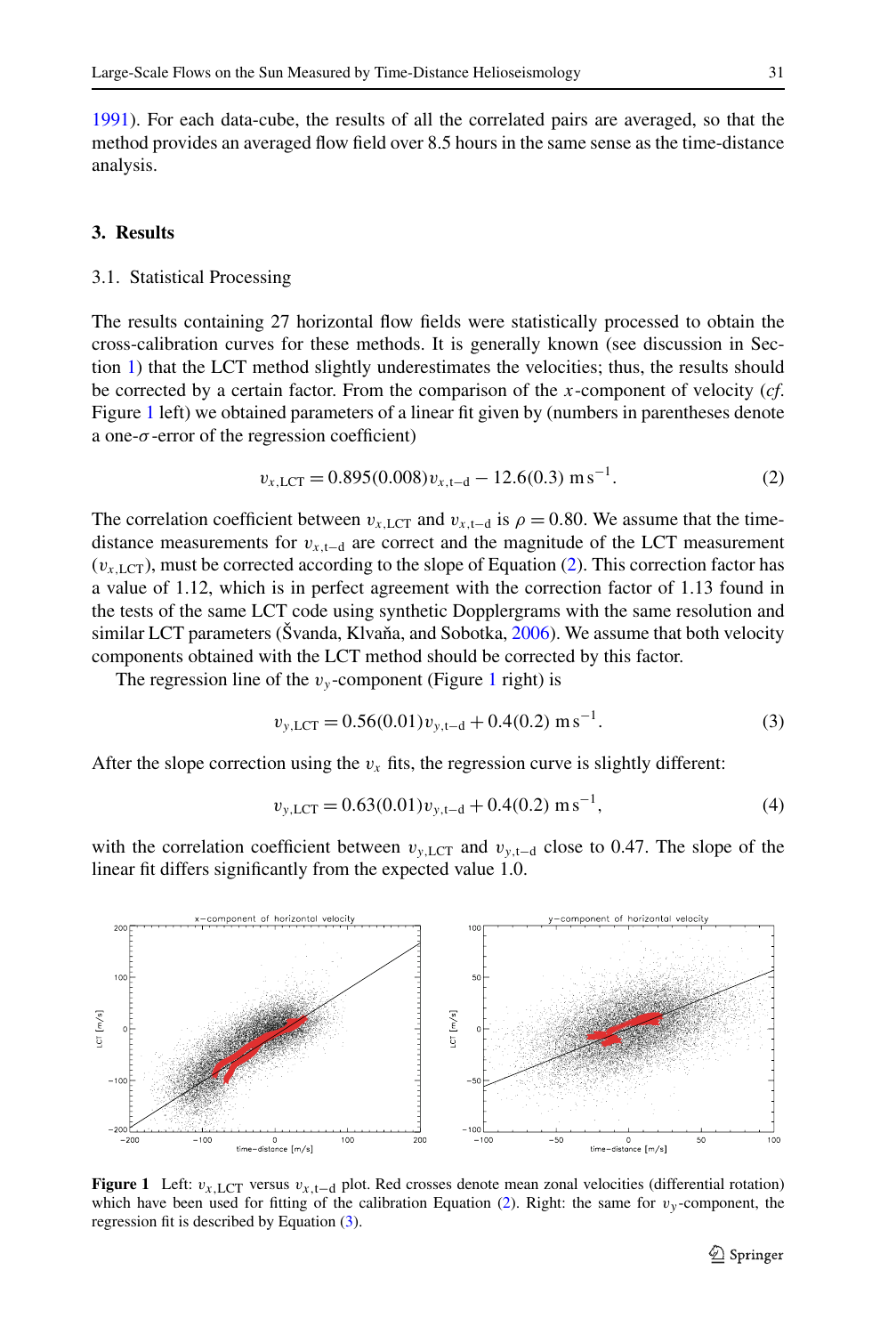1991). For each data-cube, the results of all the correlated pairs are averaged, so that the method provides an averaged flow field over 8.5 hours in the same sense as the time-distance analysis.

## 3. Results

### 3.1. Statistical Processing

The results containing 27 horizontal flow fields were statistically processed to obtain the cross-calibration curves for these methods. It is generally known (see discussion in Section 1) that the LCT method slightly underestimates the velocities; thus, the results should be corrected by a certain factor. From the comparison of the $x$-component of velocity (*cf.* Figure 1 left) we obtained parameters of a linear fit given by (numbers in parentheses denote a one-$\sigma$-error of the regression coefficient)

$$v_{x,\mathrm{LCT}} = 0.895(0.008)v_{x,\mathrm{t-d}} - 12.6(0.3)\ \mathrm{m\,s^{-1}}. \tag{2}$$

The correlation coefficient between $v_{x,\mathrm{LCT}}$ and $v_{x,\mathrm{t-d}}$ is $\rho = 0.80$. We assume that the time-distance measurements for $v_{x,\mathrm{t-d}}$ are correct and the magnitude of the LCT measurement ($v_{x,\mathrm{LCT}}$), must be corrected according to the slope of Equation (2). This correction factor has a value of 1.12, which is in perfect agreement with the correction factor of 1.13 found in the tests of the same LCT code using synthetic Dopplergrams with the same resolution and similar LCT parameters (Švanda, Klvaňa, and Sobotka, 2006). We assume that both velocity components obtained with the LCT method should be corrected by this factor.

The regression line of the $v_y$-component (Figure 1 right) is

$$v_{y,\mathrm{LCT}} = 0.56(0.01)v_{y,\mathrm{t-d}} + 0.4(0.2)\ \mathrm{m\,s^{-1}}. \tag{3}$$

After the slope correction using the $v_x$ fits, the regression curve is slightly different:

$$v_{y,\mathrm{LCT}} = 0.63(0.01)v_{y,\mathrm{t-d}} + 0.4(0.2)\ \mathrm{m\,s^{-1}}, \tag{4}$$

with the correlation coefficient between $v_{y,\mathrm{LCT}}$ and $v_{y,\mathrm{t-d}}$ close to 0.47. The slope of the linear fit differs significantly from the expected value 1.0.

**Figure 1** Left: $v_{x,\mathrm{LCT}}$ versus $v_{x,\mathrm{t-d}}$ plot. Red crosses denote mean zonal velocities (differential rotation) which have been used for fitting of the calibration Equation (2). Right: the same for $v_y$-component, the regression fit is described by Equation (3).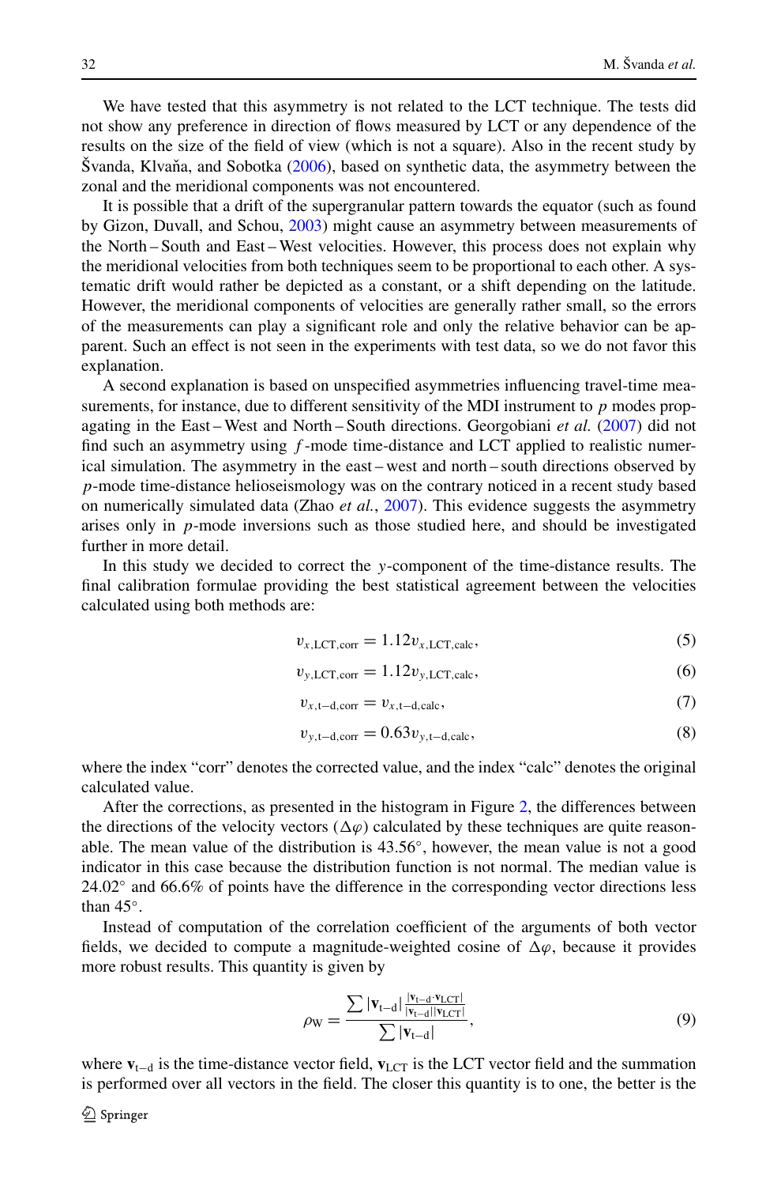We have tested that this asymmetry is not related to the LCT technique. The tests did not show any preference in direction of flows measured by LCT or any dependence of the results on the size of the field of view (which is not a square). Also in the recent study by Švanda, Klvaňa, and Sobotka (2006), based on synthetic data, the asymmetry between the zonal and the meridional components was not encountered.

It is possible that a drift of the supergranular pattern towards the equator (such as found by Gizon, Duvall, and Schou, 2003) might cause an asymmetry between measurements of the North – South and East – West velocities. However, this process does not explain why the meridional velocities from both techniques seem to be proportional to each other. A systematic drift would rather be depicted as a constant, or a shift depending on the latitude. However, the meridional components of velocities are generally rather small, so the errors of the measurements can play a significant role and only the relative behavior can be apparent. Such an effect is not seen in the experiments with test data, so we do not favor this explanation.

A second explanation is based on unspecified asymmetries influencing travel-time measurements, for instance, due to different sensitivity of the MDI instrument to $p$ modes propagating in the East – West and North – South directions. Georgobiani *et al.* (2007) did not find such an asymmetry using $f$-mode time-distance and LCT applied to realistic numerical simulation. The asymmetry in the east – west and north – south directions observed by $p$-mode time-distance helioseismology was on the contrary noticed in a recent study based on numerically simulated data (Zhao *et al.*, 2007). This evidence suggests the asymmetry arises only in $p$-mode inversions such as those studied here, and should be investigated further in more detail.

In this study we decided to correct the $y$-component of the time-distance results. The final calibration formulae providing the best statistical agreement between the velocities calculated using both methods are:

$$v_{x,\mathrm{LCT,corr}} = 1.12 v_{x,\mathrm{LCT,calc}}, \tag{5}$$

$$v_{y,\mathrm{LCT,corr}} = 1.12 v_{y,\mathrm{LCT,calc}}, \tag{6}$$

$$v_{x,\mathrm{t-d,corr}} = v_{x,\mathrm{t-d,calc}}, \tag{7}$$

$$v_{y,\mathrm{t-d,corr}} = 0.63 v_{y,\mathrm{t-d,calc}}, \tag{8}$$

where the index "corr" denotes the corrected value, and the index "calc" denotes the original calculated value.

After the corrections, as presented in the histogram in Figure 2, the differences between the directions of the velocity vectors ($\Delta\varphi$) calculated by these techniques are quite reasonable. The mean value of the distribution is 43.56°, however, the mean value is not a good indicator in this case because the distribution function is not normal. The median value is 24.02° and 66.6% of points have the difference in the corresponding vector directions less than 45°.

Instead of computation of the correlation coefficient of the arguments of both vector fields, we decided to compute a magnitude-weighted cosine of $\Delta\varphi$, because it provides more robust results. This quantity is given by

$$\rho_{\mathrm{W}} = \frac{\sum |\mathbf{v}_{\mathrm{t-d}}| \frac{|\mathbf{v}_{\mathrm{t-d}} \cdot \mathbf{v}_{\mathrm{LCT}}|}{|\mathbf{v}_{\mathrm{t-d}}||\mathbf{v}_{\mathrm{LCT}}|}}{\sum |\mathbf{v}_{\mathrm{t-d}}|}, \tag{9}$$

where $\mathbf{v}_{\mathrm{t-d}}$ is the time-distance vector field, $\mathbf{v}_{\mathrm{LCT}}$ is the LCT vector field and the summation is performed over all vectors in the field. The closer this quantity is to one, the better is the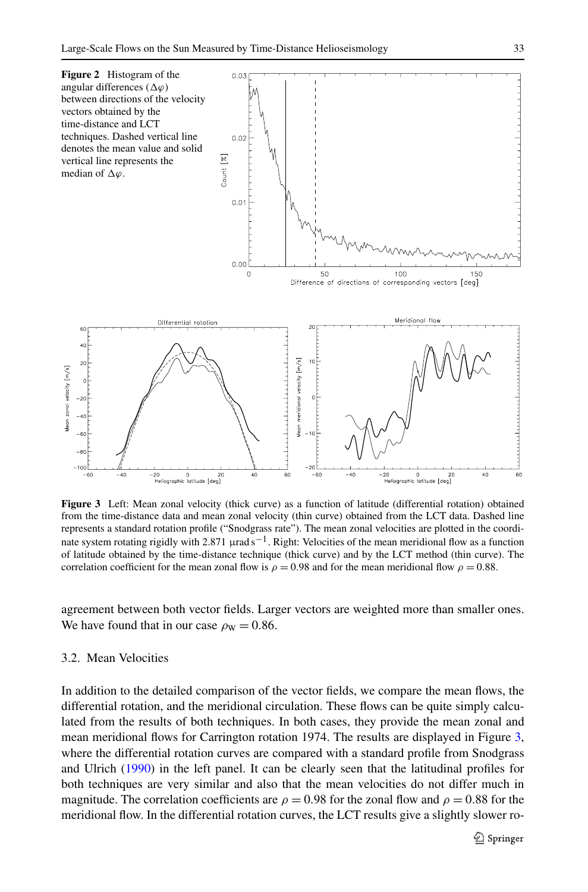**Figure 2** Histogram of the angular differences ($\Delta\varphi$) between directions of the velocity vectors obtained by the time-distance and LCT techniques. Dashed vertical line denotes the mean value and solid vertical line represents the median of $\Delta\varphi$.

**Figure 3** Left: Mean zonal velocity (thick curve) as a function of latitude (differential rotation) obtained from the time-distance data and mean zonal velocity (thin curve) obtained from the LCT data. Dashed line represents a standard rotation profile ("Snodgrass rate"). The mean zonal velocities are plotted in the coordinate system rotating rigidly with 2.871 μrad $s^{-1}$. Right: Velocities of the mean meridional flow as a function of latitude obtained by the time-distance technique (thick curve) and by the LCT method (thin curve). The correlation coefficient for the mean zonal flow is $\rho = 0.98$ and for the mean meridional flow $\rho = 0.88$.

agreement between both vector fields. Larger vectors are weighted more than smaller ones. We have found that in our case $\rho_W = 0.86$.

### 3.2. Mean Velocities

In addition to the detailed comparison of the vector fields, we compare the mean flows, the differential rotation, and the meridional circulation. These flows can be quite simply calculated from the results of both techniques. In both cases, they provide the mean zonal and mean meridional flows for Carrington rotation 1974. The results are displayed in Figure 3, where the differential rotation curves are compared with a standard profile from Snodgrass and Ulrich (1990) in the left panel. It can be clearly seen that the latitudinal profiles for both techniques are very similar and also that the mean velocities do not differ much in magnitude. The correlation coefficients are $\rho = 0.98$ for the zonal flow and $\rho = 0.88$ for the meridional flow. In the differential rotation curves, the LCT results give a slightly slower ro-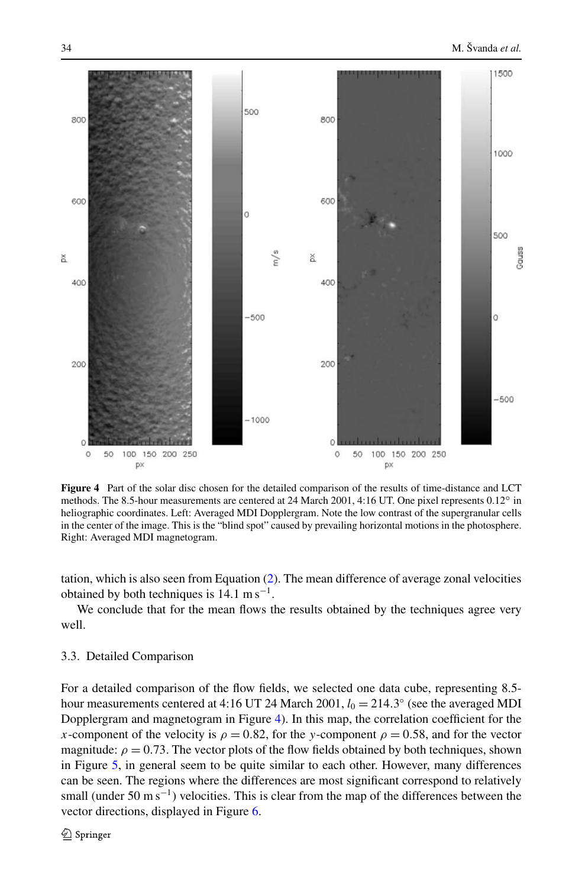**Figure 4** Part of the solar disc chosen for the detailed comparison of the results of time-distance and LCT methods. The 8.5-hour measurements are centered at 24 March 2001, 4:16 UT. One pixel represents 0.12° in heliographic coordinates. Left: Averaged MDI Dopplergram. Note the low contrast of the supergranular cells in the center of the image. This is the "blind spot" caused by prevailing horizontal motions in the photosphere. Right: Averaged MDI magnetogram.

tation, which is also seen from Equation (2). The mean difference of average zonal velocities obtained by both techniques is 14.1 m s$^{-1}$.

We conclude that for the mean flows the results obtained by the techniques agree very well.

### 3.3. Detailed Comparison

For a detailed comparison of the flow fields, we selected one data cube, representing 8.5-hour measurements centered at 4:16 UT 24 March 2001, $l_0 = 214.3°$ (see the averaged MDI Dopplergram and magnetogram in Figure 4). In this map, the correlation coefficient for the $x$-component of the velocity is $\rho = 0.82$, for the $y$-component $\rho = 0.58$, and for the vector magnitude: $\rho = 0.73$. The vector plots of the flow fields obtained by both techniques, shown in Figure 5, in general seem to be quite similar to each other. However, many differences can be seen. The regions where the differences are most significant correspond to relatively small (under 50 m s$^{-1}$) velocities. This is clear from the map of the differences between the vector directions, displayed in Figure 6.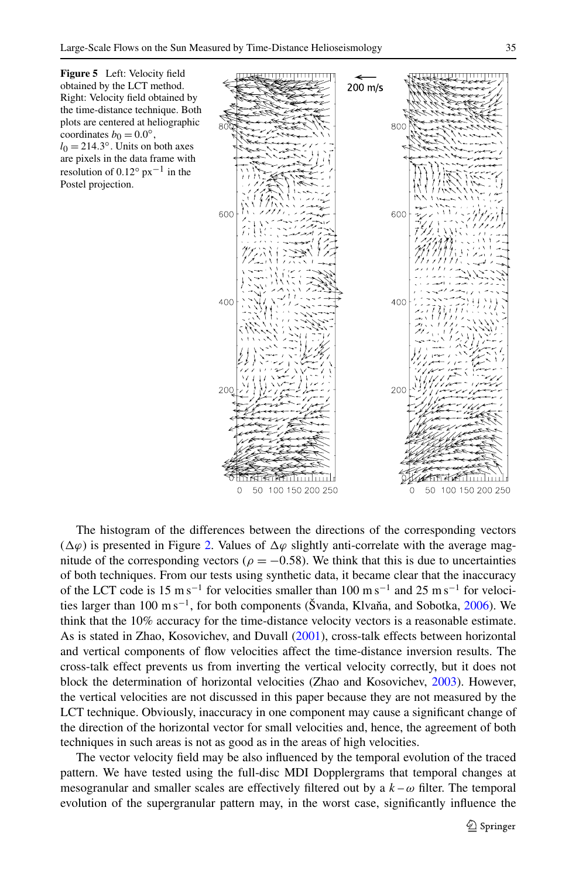**Figure 5** Left: Velocity field obtained by the LCT method. Right: Velocity field obtained by the time-distance technique. Both plots are centered at heliographic coordinates $b_0 = 0.0°$, $l_0 = 214.3°$. Units on both axes are pixels in the data frame with resolution of $0.12° \text{ px}^{-1}$ in the Postel projection.

The histogram of the differences between the directions of the corresponding vectors ($\Delta\varphi$) is presented in Figure 2. Values of $\Delta\varphi$ slightly anti-correlate with the average magnitude of the corresponding vectors ($\rho = -0.58$). We think that this is due to uncertainties of both techniques. From our tests using synthetic data, it became clear that the inaccuracy of the LCT code is $15 \text{ m s}^{-1}$ for velocities smaller than $100 \text{ m s}^{-1}$ and $25 \text{ m s}^{-1}$ for velocities larger than $100 \text{ m s}^{-1}$, for both components (Švanda, Klvaňa, and Sobotka, 2006). We think that the 10% accuracy for the time-distance velocity vectors is a reasonable estimate. As is stated in Zhao, Kosovichev, and Duvall (2001), cross-talk effects between horizontal and vertical components of flow velocities affect the time-distance inversion results. The cross-talk effect prevents us from inverting the vertical velocity correctly, but it does not block the determination of horizontal velocities (Zhao and Kosovichev, 2003). However, the vertical velocities are not discussed in this paper because they are not measured by the LCT technique. Obviously, inaccuracy in one component may cause a significant change of the direction of the horizontal vector for small velocities and, hence, the agreement of both techniques in such areas is not as good as in the areas of high velocities.

The vector velocity field may be also influenced by the temporal evolution of the traced pattern. We have tested using the full-disc MDI Dopplergrams that temporal changes at mesogranular and smaller scales are effectively filtered out by a $k-\omega$ filter. The temporal evolution of the supergranular pattern may, in the worst case, significantly influence the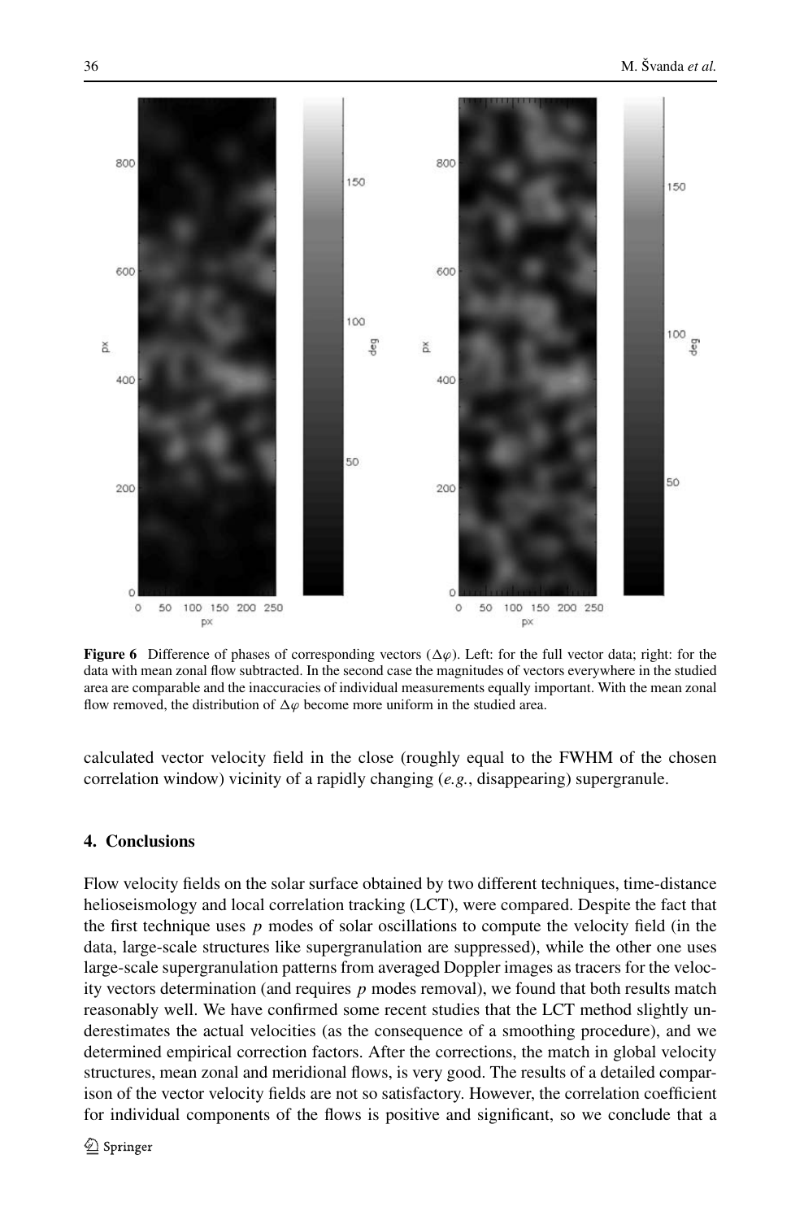**Figure 6** Difference of phases of corresponding vectors ($\Delta\varphi$). Left: for the full vector data; right: for the data with mean zonal flow subtracted. In the second case the magnitudes of vectors everywhere in the studied area are comparable and the inaccuracies of individual measurements equally important. With the mean zonal flow removed, the distribution of $\Delta\varphi$ become more uniform in the studied area.

calculated vector velocity field in the close (roughly equal to the FWHM of the chosen correlation window) vicinity of a rapidly changing (*e.g.*, disappearing) supergranule.

## 4. Conclusions

Flow velocity fields on the solar surface obtained by two different techniques, time-distance helioseismology and local correlation tracking (LCT), were compared. Despite the fact that the first technique uses $p$ modes of solar oscillations to compute the velocity field (in the data, large-scale structures like supergranulation are suppressed), while the other one uses large-scale supergranulation patterns from averaged Doppler images as tracers for the velocity vectors determination (and requires $p$ modes removal), we found that both results match reasonably well. We have confirmed some recent studies that the LCT method slightly underestimates the actual velocities (as the consequence of a smoothing procedure), and we determined empirical correction factors. After the corrections, the match in global velocity structures, mean zonal and meridional flows, is very good. The results of a detailed comparison of the vector velocity fields are not so satisfactory. However, the correlation coefficient for individual components of the flows is positive and significant, so we conclude that a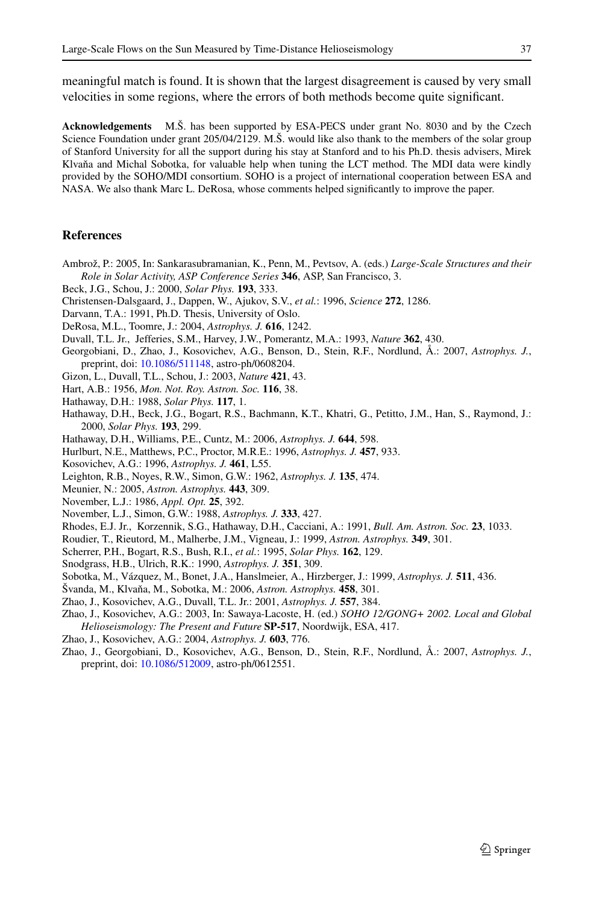meaningful match is found. It is shown that the largest disagreement is caused by very small velocities in some regions, where the errors of both methods become quite significant.

**Acknowledgements** M.Š. has been supported by ESA-PECS under grant No. 8030 and by the Czech Science Foundation under grant 205/04/2129. M.Š. would like also thank to the members of the solar group of Stanford University for all the support during his stay at Stanford and to his Ph.D. thesis advisers, Mirek Klvaňa and Michal Sobotka, for valuable help when tuning the LCT method. The MDI data were kindly provided by the SOHO/MDI consortium. SOHO is a project of international cooperation between ESA and NASA. We also thank Marc L. DeRosa, whose comments helped significantly to improve the paper.

## References

Ambrož, P.: 2005, In: Sankarasubramanian, K., Penn, M., Pevtsov, A. (eds.) *Large-Scale Structures and their Role in Solar Activity, ASP Conference Series* **346**, ASP, San Francisco, 3.

Beck, J.G., Schou, J.: 2000, *Solar Phys.* **193**, 333.

Christensen-Dalsgaard, J., Dappen, W., Ajukov, S.V., *et al.*: 1996, *Science* **272**, 1286.

Darvann, T.A.: 1991, Ph.D. Thesis, University of Oslo.

DeRosa, M.L., Toomre, J.: 2004, *Astrophys. J.* **616**, 1242.

Duvall, T.L. Jr., Jefferies, S.M., Harvey, J.W., Pomerantz, M.A.: 1993, *Nature* **362**, 430.

Georgobiani, D., Zhao, J., Kosovichev, A.G., Benson, D., Stein, R.F., Nordlund, Å.: 2007, *Astrophys. J.*, preprint, doi: 10.1086/511148, astro-ph/0608204.

Gizon, L., Duvall, T.L., Schou, J.: 2003, *Nature* **421**, 43.

Hart, A.B.: 1956, *Mon. Not. Roy. Astron. Soc.* **116**, 38.

Hathaway, D.H.: 1988, *Solar Phys.* **117**, 1.

Hathaway, D.H., Beck, J.G., Bogart, R.S., Bachmann, K.T., Khatri, G., Petitto, J.M., Han, S., Raymond, J.: 2000, *Solar Phys.* **193**, 299.

Hathaway, D.H., Williams, P.E., Cuntz, M.: 2006, *Astrophys. J.* **644**, 598.

Hurlburt, N.E., Matthews, P.C., Proctor, M.R.E.: 1996, *Astrophys. J.* **457**, 933.

Kosovichev, A.G.: 1996, *Astrophys. J.* **461**, L55.

Leighton, R.B., Noyes, R.W., Simon, G.W.: 1962, *Astrophys. J.* **135**, 474.

Meunier, N.: 2005, *Astron. Astrophys.* **443**, 309.

November, L.J.: 1986, *Appl. Opt.* **25**, 392.

November, L.J., Simon, G.W.: 1988, *Astrophys. J.* **333**, 427.

Rhodes, E.J. Jr., Korzennik, S.G., Hathaway, D.H., Cacciani, A.: 1991, *Bull. Am. Astron. Soc.* **23**, 1033.

Roudier, T., Rieutord, M., Malherbe, J.M., Vigneau, J.: 1999, *Astron. Astrophys.* **349**, 301.

Scherrer, P.H., Bogart, R.S., Bush, R.I., *et al.*: 1995, *Solar Phys.* **162**, 129.

Snodgrass, H.B., Ulrich, R.K.: 1990, *Astrophys. J.* **351**, 309.

Sobotka, M., Vázquez, M., Bonet, J.A., Hanslmeier, A., Hirzberger, J.: 1999, *Astrophys. J.* **511**, 436.

Švanda, M., Klvaňa, M., Sobotka, M.: 2006, *Astron. Astrophys.* **458**, 301.

Zhao, J., Kosovichev, A.G., Duvall, T.L. Jr.: 2001, *Astrophys. J.* **557**, 384.

Zhao, J., Kosovichev, A.G.: 2003, In: Sawaya-Lacoste, H. (ed.) *SOHO 12/GONG+ 2002. Local and Global Helioseismology: The Present and Future* **SP-517**, Noordwijk, ESA, 417.

Zhao, J., Kosovichev, A.G.: 2004, *Astrophys. J.* **603**, 776.

Zhao, J., Georgobiani, D., Kosovichev, A.G., Benson, D., Stein, R.F., Nordlund, Å.: 2007, *Astrophys. J.*, preprint, doi: 10.1086/512009, astro-ph/0612551.